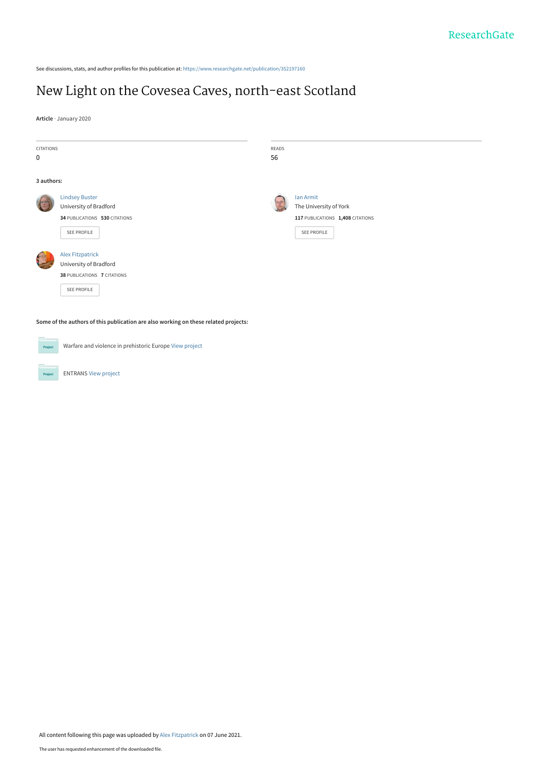See discussions, stats, and author profiles for this publication at: https://www.researchgate.net/publication/352197160

# New Light on the Covesea Caves, north-east Scotland

**Article** · January 2020

| CITATIONS | READS |
|---|---|
| 0 | 56 |

**3 authors:**

**Lindsey Buster**
University of Bradford
**34** PUBLICATIONS **530** CITATIONS
SEE PROFILE

**Ian Armit**
The University of York
**117** PUBLICATIONS **1,408** CITATIONS
SEE PROFILE

**Alex Fitzpatrick**
University of Bradford
**38** PUBLICATIONS **7** CITATIONS
SEE PROFILE

**Some of the authors of this publication are also working on these related projects:**

Project: Warfare and violence in prehistoric Europe View project

Project: ENTRANS View project

All content following this page was uploaded by Alex Fitzpatrick on 07 June 2021.

The user has requested enhancement of the downloaded file.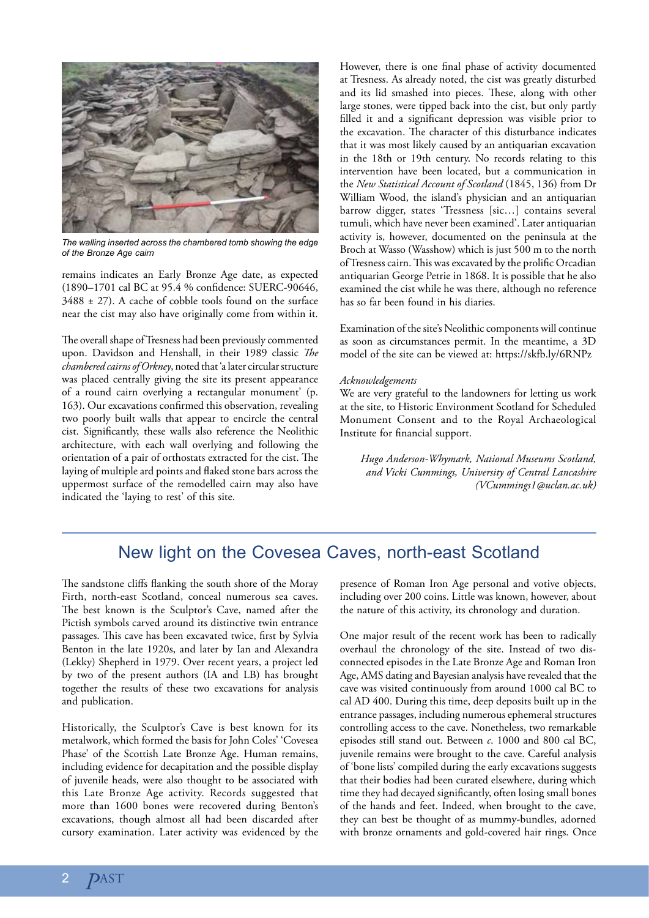*The walling inserted across the chambered tomb showing the edge of the Bronze Age cairn*

remains indicates an Early Bronze Age date, as expected (1890–1701 cal BC at 95.4 % confidence: SUERC-90646, 3488 ± 27). A cache of cobble tools found on the surface near the cist may also have originally come from within it.

The overall shape of Tresness had been previously commented upon. Davidson and Henshall, in their 1989 classic *The chambered cairns of Orkney*, noted that 'a later circular structure was placed centrally giving the site its present appearance of a round cairn overlying a rectangular monument' (p. 163). Our excavations confirmed this observation, revealing two poorly built walls that appear to encircle the central cist. Significantly, these walls also reference the Neolithic architecture, with each wall overlying and following the orientation of a pair of orthostats extracted for the cist. The laying of multiple ard points and flaked stone bars across the uppermost surface of the remodelled cairn may also have indicated the 'laying to rest' of this site.

However, there is one final phase of activity documented at Tresness. As already noted, the cist was greatly disturbed and its lid smashed into pieces. These, along with other large stones, were tipped back into the cist, but only partly filled it and a significant depression was visible prior to the excavation. The character of this disturbance indicates that it was most likely caused by an antiquarian excavation in the 18th or 19th century. No records relating to this intervention have been located, but a communication in the *New Statistical Account of Scotland* (1845, 136) from Dr William Wood, the island's physician and an antiquarian barrow digger, states 'Tressness [sic…] contains several tumuli, which have never been examined'. Later antiquarian activity is, however, documented on the peninsula at the Broch at Wasso (Wasshow) which is just 500 m to the north of Tresness cairn. This was excavated by the prolific Orcadian antiquarian George Petrie in 1868. It is possible that he also examined the cist while he was there, although no reference has so far been found in his diaries.

Examination of the site's Neolithic components will continue as soon as circumstances permit. In the meantime, a 3D model of the site can be viewed at: https://skfb.ly/6RNPz

*Acknowledgements*

We are very grateful to the landowners for letting us work at the site, to Historic Environment Scotland for Scheduled Monument Consent and to the Royal Archaeological Institute for financial support.

*Hugo Anderson-Whymark, National Museums Scotland, and Vicki Cummings, University of Central Lancashire (VCummings1@uclan.ac.uk)*

## New light on the Covesea Caves, north-east Scotland

The sandstone cliffs flanking the south shore of the Moray Firth, north-east Scotland, conceal numerous sea caves. The best known is the Sculptor's Cave, named after the Pictish symbols carved around its distinctive twin entrance passages. This cave has been excavated twice, first by Sylvia Benton in the late 1920s, and later by Ian and Alexandra (Lekky) Shepherd in 1979. Over recent years, a project led by two of the present authors (IA and LB) has brought together the results of these two excavations for analysis and publication.

Historically, the Sculptor's Cave is best known for its metalwork, which formed the basis for John Coles' 'Covesea Phase' of the Scottish Late Bronze Age. Human remains, including evidence for decapitation and the possible display of juvenile heads, were also thought to be associated with this Late Bronze Age activity. Records suggested that more than 1600 bones were recovered during Benton's excavations, though almost all had been discarded after cursory examination. Later activity was evidenced by the presence of Roman Iron Age personal and votive objects, including over 200 coins. Little was known, however, about the nature of this activity, its chronology and duration.

One major result of the recent work has been to radically overhaul the chronology of the site. Instead of two disconnected episodes in the Late Bronze Age and Roman Iron Age, AMS dating and Bayesian analysis have revealed that the cave was visited continuously from around 1000 cal BC to cal AD 400. During this time, deep deposits built up in the entrance passages, including numerous ephemeral structures controlling access to the cave. Nonetheless, two remarkable episodes still stand out. Between *c*. 1000 and 800 cal BC, juvenile remains were brought to the cave. Careful analysis of 'bone lists' compiled during the early excavations suggests that their bodies had been curated elsewhere, during which time they had decayed significantly, often losing small bones of the hands and feet. Indeed, when brought to the cave, they can best be thought of as mummy-bundles, adorned with bronze ornaments and gold-covered hair rings. Once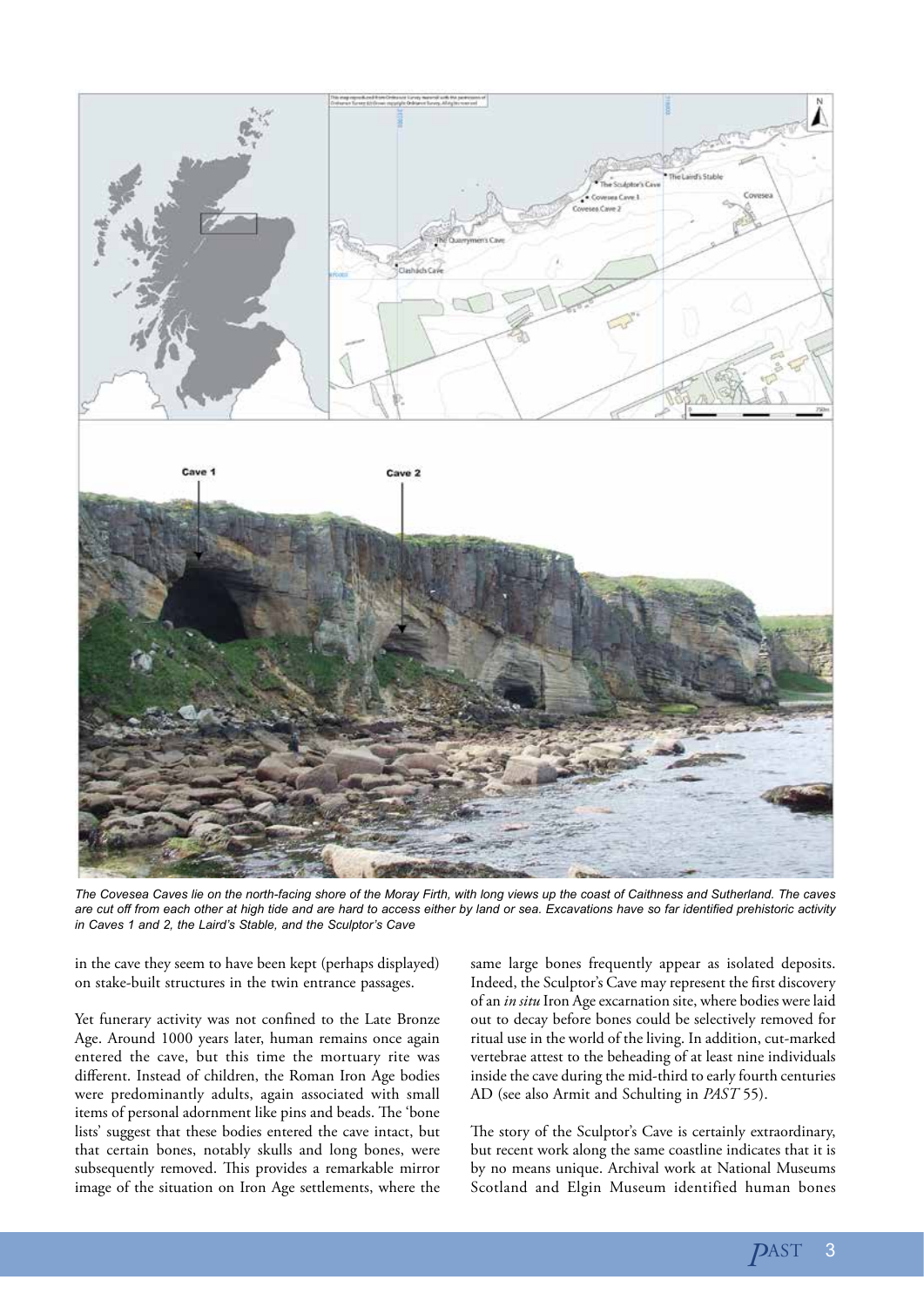*The Covesea Caves lie on the north-facing shore of the Moray Firth, with long views up the coast of Caithness and Sutherland. The caves are cut off from each other at high tide and are hard to access either by land or sea. Excavations have so far identified prehistoric activity in Caves 1 and 2, the Laird's Stable, and the Sculptor's Cave*

in the cave they seem to have been kept (perhaps displayed) on stake-built structures in the twin entrance passages.

Yet funerary activity was not confined to the Late Bronze Age. Around 1000 years later, human remains once again entered the cave, but this time the mortuary rite was different. Instead of children, the Roman Iron Age bodies were predominantly adults, again associated with small items of personal adornment like pins and beads. The 'bone lists' suggest that these bodies entered the cave intact, but that certain bones, notably skulls and long bones, were subsequently removed. This provides a remarkable mirror image of the situation on Iron Age settlements, where the same large bones frequently appear as isolated deposits. Indeed, the Sculptor's Cave may represent the first discovery of an *in situ* Iron Age excarnation site, where bodies were laid out to decay before bones could be selectively removed for ritual use in the world of the living. In addition, cut-marked vertebrae attest to the beheading of at least nine individuals inside the cave during the mid-third to early fourth centuries AD (see also Armit and Schulting in *PAST* 55).

The story of the Sculptor's Cave is certainly extraordinary, but recent work along the same coastline indicates that it is by no means unique. Archival work at National Museums Scotland and Elgin Museum identified human bones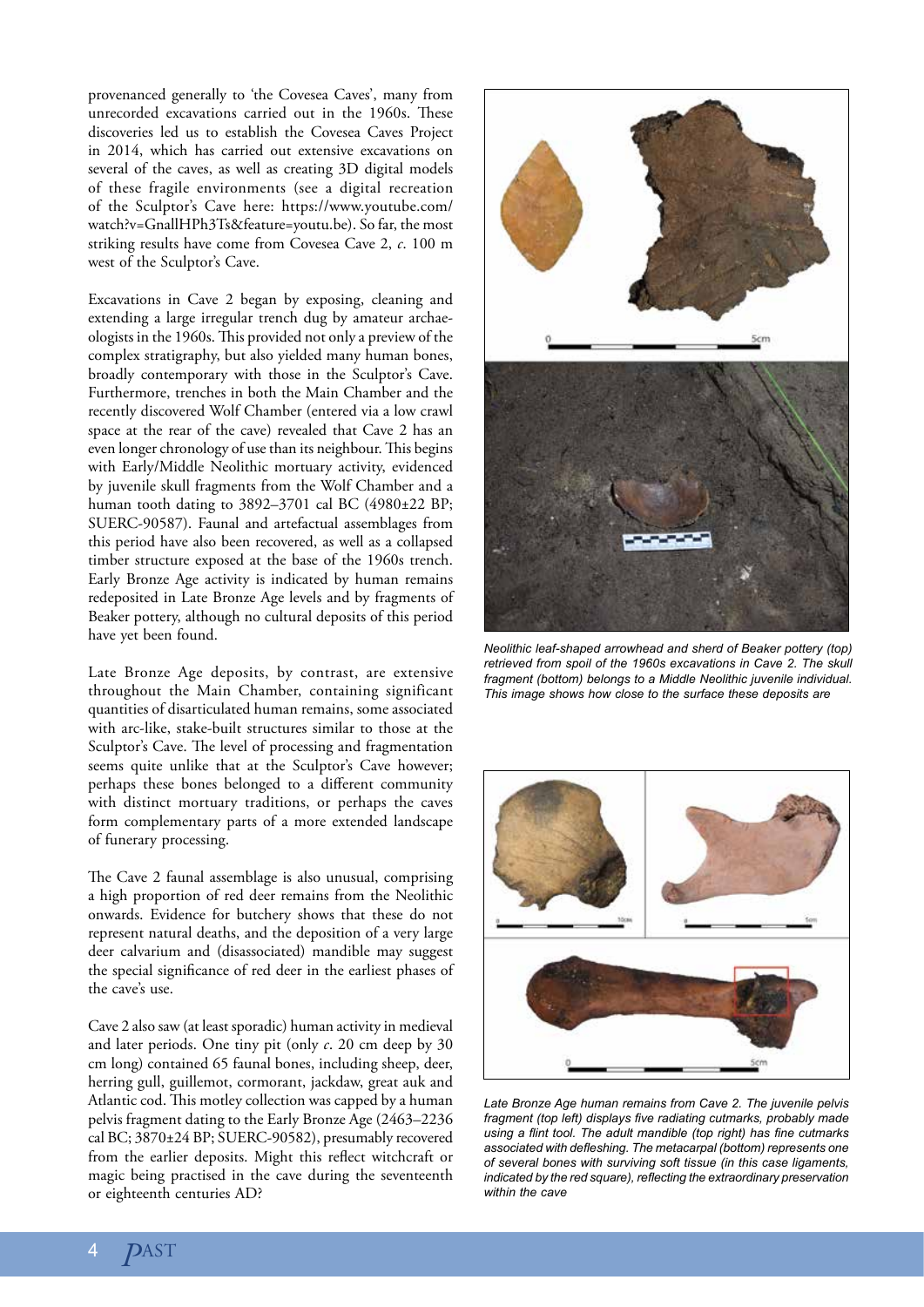provenanced generally to 'the Covesea Caves', many from unrecorded excavations carried out in the 1960s. These discoveries led us to establish the Covesea Caves Project in 2014, which has carried out extensive excavations on several of the caves, as well as creating 3D digital models of these fragile environments (see a digital recreation of the Sculptor's Cave here: https://www.youtube.com/watch?v=GnallHPh3Ts&feature=youtu.be). So far, the most striking results have come from Covesea Cave 2, *c*. 100 m west of the Sculptor's Cave.

Excavations in Cave 2 began by exposing, cleaning and extending a large irregular trench dug by amateur archaeologists in the 1960s. This provided not only a preview of the complex stratigraphy, but also yielded many human bones, broadly contemporary with those in the Sculptor's Cave. Furthermore, trenches in both the Main Chamber and the recently discovered Wolf Chamber (entered via a low crawl space at the rear of the cave) revealed that Cave 2 has an even longer chronology of use than its neighbour. This begins with Early/Middle Neolithic mortuary activity, evidenced by juvenile skull fragments from the Wolf Chamber and a human tooth dating to 3892–3701 cal BC (4980±22 BP; SUERC-90587). Faunal and artefactual assemblages from this period have also been recovered, as well as a collapsed timber structure exposed at the base of the 1960s trench. Early Bronze Age activity is indicated by human remains redeposited in Late Bronze Age levels and by fragments of Beaker pottery, although no cultural deposits of this period have yet been found.

Late Bronze Age deposits, by contrast, are extensive throughout the Main Chamber, containing significant quantities of disarticulated human remains, some associated with arc-like, stake-built structures similar to those at the Sculptor's Cave. The level of processing and fragmentation seems quite unlike that at the Sculptor's Cave however; perhaps these bones belonged to a different community with distinct mortuary traditions, or perhaps the caves form complementary parts of a more extended landscape of funerary processing.

The Cave 2 faunal assemblage is also unusual, comprising a high proportion of red deer remains from the Neolithic onwards. Evidence for butchery shows that these do not represent natural deaths, and the deposition of a very large deer calvarium and (disassociated) mandible may suggest the special significance of red deer in the earliest phases of the cave's use.

Cave 2 also saw (at least sporadic) human activity in medieval and later periods. One tiny pit (only *c*. 20 cm deep by 30 cm long) contained 65 faunal bones, including sheep, deer, herring gull, guillemot, cormorant, jackdaw, great auk and Atlantic cod. This motley collection was capped by a human pelvis fragment dating to the Early Bronze Age (2463–2236 cal BC; 3870±24 BP; SUERC-90582), presumably recovered from the earlier deposits. Might this reflect witchcraft or magic being practised in the cave during the seventeenth or eighteenth centuries AD?

*Neolithic leaf-shaped arrowhead and sherd of Beaker pottery (top) retrieved from spoil of the 1960s excavations in Cave 2. The skull fragment (bottom) belongs to a Middle Neolithic juvenile individual. This image shows how close to the surface these deposits are*

*Late Bronze Age human remains from Cave 2. The juvenile pelvis fragment (top left) displays five radiating cutmarks, probably made using a flint tool. The adult mandible (top right) has fine cutmarks associated with defleshing. The metacarpal (bottom) represents one of several bones with surviving soft tissue (in this case ligaments, indicated by the red square), reflecting the extraordinary preservation within the cave*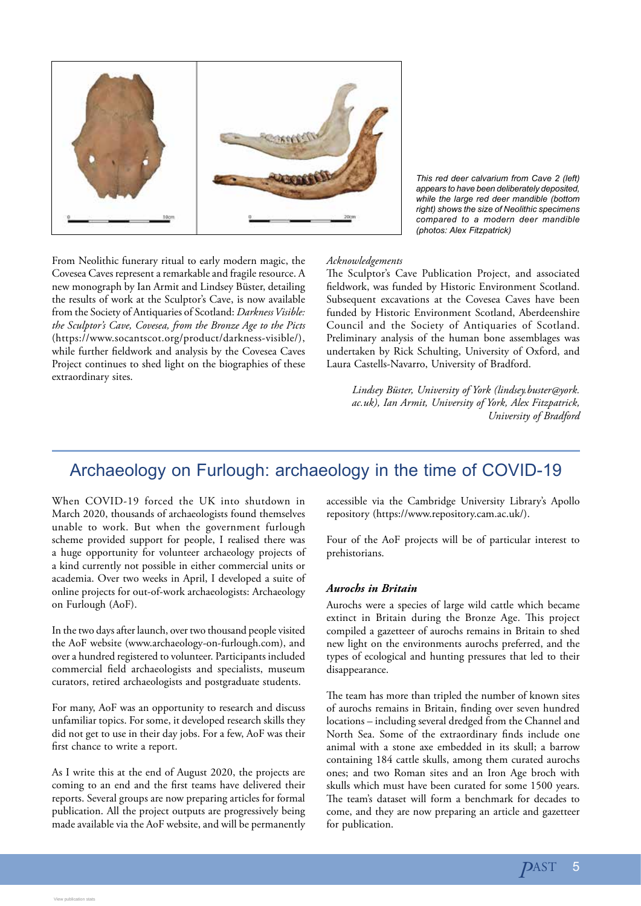This red deer calvarium from Cave 2 (left) appears to have been deliberately deposited, while the large red deer mandible (bottom right) shows the size of Neolithic specimens compared to a modern deer mandible (photos: Alex Fitzpatrick)

From Neolithic funerary ritual to early modern magic, the Covesea Caves represent a remarkable and fragile resource. A new monograph by Ian Armit and Lindsey Büster, detailing the results of work at the Sculptor's Cave, is now available from the Society of Antiquaries of Scotland: *Darkness Visible: the Sculptor's Cave, Covesea, from the Bronze Age to the Picts* (https://www.socantscot.org/product/darkness-visible/), while further fieldwork and analysis by the Covesea Caves Project continues to shed light on the biographies of these extraordinary sites.

*Acknowledgements*

The Sculptor's Cave Publication Project, and associated fieldwork, was funded by Historic Environment Scotland. Subsequent excavations at the Covesea Caves have been funded by Historic Environment Scotland, Aberdeenshire Council and the Society of Antiquaries of Scotland. Preliminary analysis of the human bone assemblages was undertaken by Rick Schulting, University of Oxford, and Laura Castells-Navarro, University of Bradford.

*Lindsey Büster, University of York (lindsey.buster@york.ac.uk), Ian Armit, University of York, Alex Fitzpatrick, University of Bradford*

## Archaeology on Furlough: archaeology in the time of COVID-19

When COVID-19 forced the UK into shutdown in March 2020, thousands of archaeologists found themselves unable to work. But when the government furlough scheme provided support for people, I realised there was a huge opportunity for volunteer archaeology projects of a kind currently not possible in either commercial units or academia. Over two weeks in April, I developed a suite of online projects for out-of-work archaeologists: Archaeology on Furlough (AoF).

In the two days after launch, over two thousand people visited the AoF website (www.archaeology-on-furlough.com), and over a hundred registered to volunteer. Participants included commercial field archaeologists and specialists, museum curators, retired archaeologists and postgraduate students.

For many, AoF was an opportunity to research and discuss unfamiliar topics. For some, it developed research skills they did not get to use in their day jobs. For a few, AoF was their first chance to write a report.

As I write this at the end of August 2020, the projects are coming to an end and the first teams have delivered their reports. Several groups are now preparing articles for formal publication. All the project outputs are progressively being made available via the AoF website, and will be permanently accessible via the Cambridge University Library's Apollo repository (https://www.repository.cam.ac.uk/).

Four of the AoF projects will be of particular interest to prehistorians.

### *Aurochs in Britain*

Aurochs were a species of large wild cattle which became extinct in Britain during the Bronze Age. This project compiled a gazetteer of aurochs remains in Britain to shed new light on the environments aurochs preferred, and the types of ecological and hunting pressures that led to their disappearance.

The team has more than tripled the number of known sites of aurochs remains in Britain, finding over seven hundred locations – including several dredged from the Channel and North Sea. Some of the extraordinary finds include one animal with a stone axe embedded in its skull; a barrow containing 184 cattle skulls, among them curated aurochs ones; and two Roman sites and an Iron Age broch with skulls which must have been curated for some 1500 years. The team's dataset will form a benchmark for decades to come, and they are now preparing an article and gazetteer for publication.